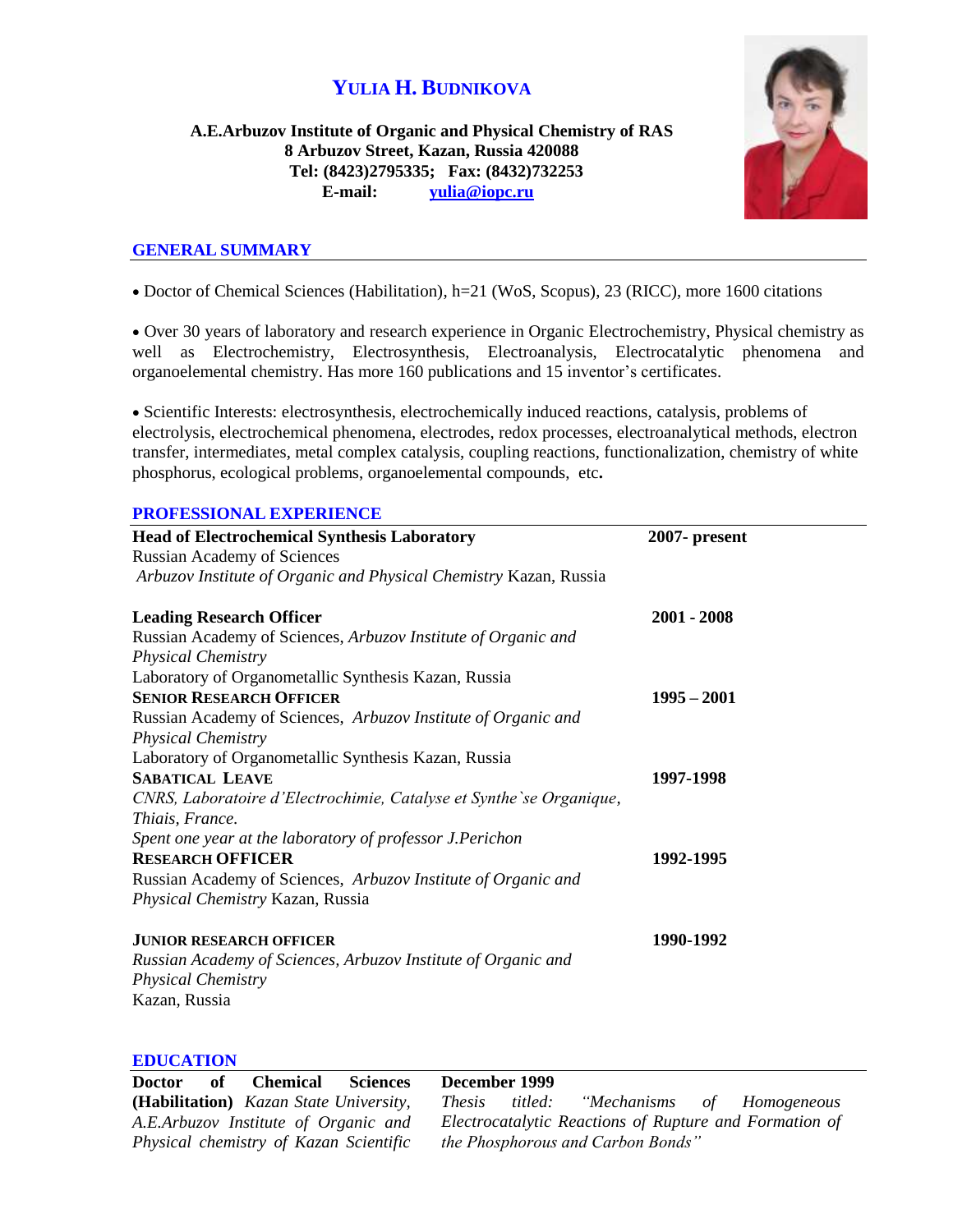# YULIA H. BUDNIKOVA

**A.E.Arbuzov Institute of Organic and Physical Chemistry of RAS**
**8 Arbuzov Street, Kazan, Russia 420088**
**Tel: (8423)2795335; Fax: (8432)732253**
**E-mail: yulia@iopc.ru**

## GENERAL SUMMARY

- Doctor of Chemical Sciences (Habilitation), h=21 (WoS, Scopus), 23 (RICC), more 1600 citations

- Over 30 years of laboratory and research experience in Organic Electrochemistry, Physical chemistry as well as Electrochemistry, Electrosynthesis, Electroanalysis, Electrocatalytic phenomena and organoelemental chemistry. Has more 160 publications and 15 inventor's certificates.

- Scientific Interests: electrosynthesis, electrochemically induced reactions, catalysis, problems of electrolysis, electrochemical phenomena, electrodes, redox processes, electroanalytical methods, electron transfer, intermediates, metal complex catalysis, coupling reactions, functionalization, chemistry of white phosphorus, ecological problems, organoelemental compounds, etc**.**

## PROFESSIONAL EXPERIENCE

**Head of Electrochemical Synthesis Laboratory** — **2007- present**
Russian Academy of Sciences
*Arbuzov Institute of Organic and Physical Chemistry* Kazan, Russia

**Leading Research Officer** — **2001 - 2008**
Russian Academy of Sciences, *Arbuzov Institute of Organic and Physical Chemistry*
Laboratory of Organometallic Synthesis Kazan, Russia

**SENIOR RESEARCH OFFICER** — **1995 – 2001**
Russian Academy of Sciences, *Arbuzov Institute of Organic and Physical Chemistry*
Laboratory of Organometallic Synthesis Kazan, Russia

**SABATICAL LEAVE** — **1997-1998**
*CNRS, Laboratoire d'Electrochimie, Catalyse et Synthe`se Organique, Thiais, France.*
*Spent one year at the laboratory of professor J.Perichon*

**RESEARCH OFFICER** — **1992-1995**
Russian Academy of Sciences, *Arbuzov Institute of Organic and Physical Chemistry* Kazan, Russia

**JUNIOR RESEARCH OFFICER** — **1990-1992**
*Russian Academy of Sciences*, *Arbuzov Institute of Organic and Physical Chemistry*
Kazan, Russia

## EDUCATION

| | |
|---|---|
| **Doctor of Chemical Sciences (Habilitation)** *Kazan State University, A.E.Arbuzov Institute of Organic and Physical chemistry of Kazan Scientific* | **December 1999**<br>*Thesis titled: "Mechanisms of Homogeneous Electrocatalytic Reactions of Rupture and Formation of the Phosphorous and Carbon Bonds"* |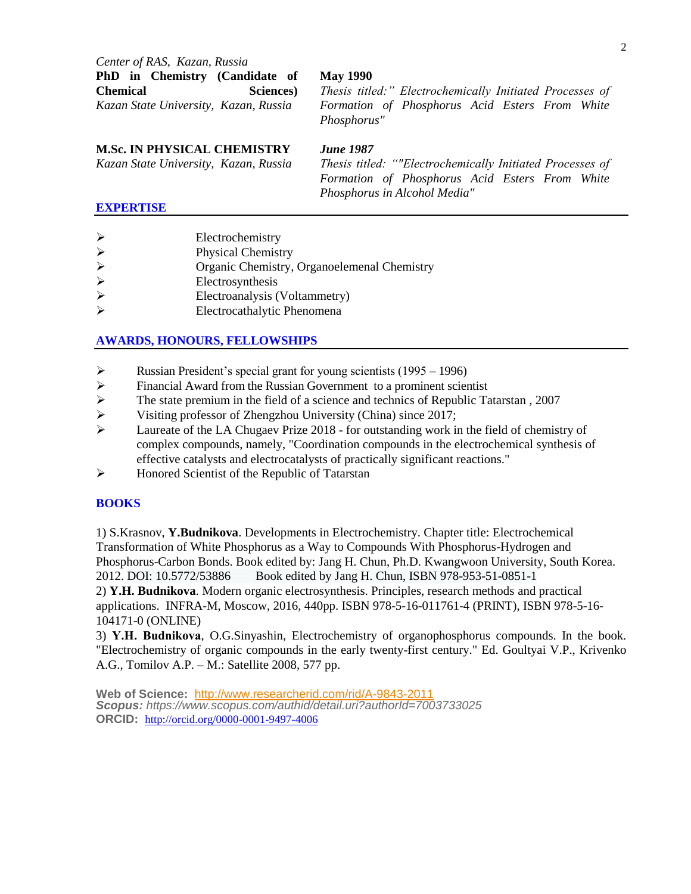*Center of RAS, Kazan, Russia*

**PhD in Chemistry (Candidate of Chemical Sciences)**
*Kazan State University, Kazan, Russia*

**May 1990**
*Thesis titled:" Electrochemically Initiated Processes of Formation of Phosphorus Acid Esters From White Phosphorus"*

**M.Sc. IN PHYSICAL CHEMISTRY**
*Kazan State University, Kazan, Russia*

***June 1987***
*Thesis titled: ""Electrochemically Initiated Processes of Formation of Phosphorus Acid Esters From White Phosphorus in Alcohol Media"*

## EXPERTISE

- Electrochemistry
- Physical Chemistry
- Organic Chemistry, Organoelemenal Chemistry
- Electrosynthesis
- Electroanalysis (Voltammetry)
- Electrocathalytic Phenomena

## AWARDS, HONOURS, FELLOWSHIPS

- Russian President's special grant for young scientists (1995 – 1996)
- Financial Award from the Russian Government to a prominent scientist
- The state premium in the field of a science and technics of Republic Tatarstan , 2007
- Visiting professor of Zhengzhou University (China) since 2017;
- Laureate of the LA Chugaev Prize 2018 - for outstanding work in the field of chemistry of complex compounds, namely, "Coordination compounds in the electrochemical synthesis of effective catalysts and electrocatalysts of practically significant reactions."
- Honored Scientist of the Republic of Tatarstan

## BOOKS

1) S.Krasnov, **Y.Budnikova**. Developments in Electrochemistry. Chapter title: Electrochemical Transformation of White Phosphorus as a Way to Compounds With Phosphorus-Hydrogen and Phosphorus-Carbon Bonds. Book edited by: Jang H. Chun, Ph.D. Kwangwoon University, South Korea. 2012. DOI: 10.5772/53886 Book edited by Jang H. Chun, ISBN 978-953-51-0851-1
2) **Y.H. Budnikova**. Modern organic electrosynthesis. Principles, research methods and practical applications. INFRA-M, Moscow, 2016, 440pp. ISBN 978-5-16-011761-4 (PRINT), ISBN 978-5-16-104171-0 (ONLINE)
3) **Y.H. Budnikova**, O.G.Sinyashin, Electrochemistry of organophosphorus compounds. In the book. "Electrochemistry of organic compounds in the early twenty-first century." Ed. Goultyai V.P., Krivenko A.G., Tomilov A.P. – M.: Satellite 2008, 577 pp.

**Web of Science:** http://www.researcherid.com/rid/A-9843-2011
***Scopus:*** *https://www.scopus.com/authid/detail.uri?authorId=7003733025*
**ORCID:** http://orcid.org/0000-0001-9497-4006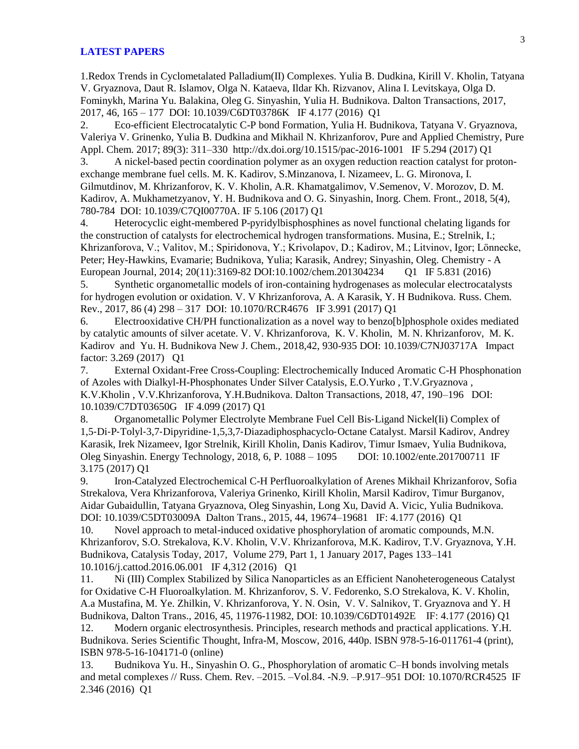## LATEST PAPERS

1. Redox Trends in Cyclometalated Palladium(II) Complexes. Yulia B. Dudkina, Kirill V. Kholin, Tatyana V. Gryaznova, Daut R. Islamov, Olga N. Kataeva, Ildar Kh. Rizvanov, Alina I. Levitskaya, Olga D. Fominykh, Marina Yu. Balakina, Oleg G. Sinyashin, Yulia H. Budnikova. Dalton Transactions, 2017, 2017, 46, 165 – 177 DOI: 10.1039/C6DT03786K IF 4.177 (2016) Q1
2. Eco-efficient Electrocatalytic C-P bond Formation, Yulia H. Budnikova, Tatyana V. Gryaznova, Valeriya V. Grinenko, Yulia B. Dudkina and Mikhail N. Khrizanforov, Pure and Applied Chemistry, Pure Appl. Chem. 2017; 89(3): 311–330 http://dx.doi.org/10.1515/pac-2016-1001 IF 5.294 (2017) Q1
3. A nickel-based pectin coordination polymer as an oxygen reduction reaction catalyst for proton-exchange membrane fuel cells. M. K. Kadirov, S.Minzanova, I. Nizameev, L. G. Mironova, I. Gilmutdinov, M. Khrizanforov, K. V. Kholin, A.R. Khamatgalimov, V.Semenov, V. Morozov, D. M. Kadirov, A. Mukhametzyanov, Y. H. Budnikova and O. G. Sinyashin, Inorg. Chem. Front., 2018, 5(4), 780-784 DOI: 10.1039/C7QI00770A. IF 5.106 (2017) Q1
4. Heterocyclic eight-membered P-pyridylbisphosphines as novel functional chelating ligands for the construction of catalysts for electrochemical hydrogen transformations. Musina, E.; Strelnik, I.; Khrizanforova, V.; Valitov, M.; Spiridonova, Y.; Krivolapov, D.; Kadirov, M.; Litvinov, Igor; Lönnecke, Peter; Hey-Hawkins, Evamarie; Budnikova, Yulia; Karasik, Andrey; Sinyashin, Oleg. Chemistry - A European Journal, 2014; 20(11):3169-82 DOI:10.1002/chem.201304234 Q1 IF 5.831 (2016)
5. Synthetic organometallic models of iron-containing hydrogenases as molecular electrocatalysts for hydrogen evolution or oxidation. V. V Khrizanforova, A. A Karasik, Y. H Budnikova. Russ. Chem. Rev., 2017, 86 (4) 298 – 317 DOI: 10.1070/RCR4676 IF 3.991 (2017) Q1
6. Electrooxidative CH/PH functionalization as a novel way to benzo[b]phosphole oxides mediated by catalytic amounts of silver acetate. V. V. Khrizanforova, K. V. Kholin, M. N. Khrizanforov, M. K. Kadirov and Yu. H. Budnikova New J. Chem., 2018,42, 930-935 DOI: 10.1039/C7NJ03717A Impact factor: 3.269 (2017) Q1
7. External Oxidant-Free Cross-Coupling: Electrochemically Induced Aromatic C-H Phosphonation of Azoles with Dialkyl-H-Phosphonates Under Silver Catalysis, E.O.Yurko , T.V.Gryaznova , K.V.Kholin , V.V.Khrizanforova, Y.H.Budnikova. Dalton Transactions, 2018, 47, 190–196 DOI: 10.1039/C7DT03650G IF 4.099 (2017) Q1
8. Organometallic Polymer Electrolyte Membrane Fuel Cell Bis-Ligand Nickel(Ii) Complex of 1,5-Di-P-Tolyl-3,7-Dipyridine-1,5,3,7-Diazadiphosphacyclo-Octane Catalyst. Marsil Kadirov, Andrey Karasik, Irek Nizameev, Igor Strelnik, Kirill Kholin, Danis Kadirov, Timur Ismaev, Yulia Budnikova, Oleg Sinyashin. Energy Technology, 2018, 6, P. 1088 – 1095 DOI: 10.1002/ente.201700711 IF 3.175 (2017) Q1
9. Iron-Catalyzed Electrochemical C-H Perfluoroalkylation of Arenes Mikhail Khrizanforov, Sofia Strekalova, Vera Khrizanforova, Valeriya Grinenko, Kirill Kholin, Marsil Kadirov, Timur Burganov, Aidar Gubaidullin, Tatyana Gryaznova, Oleg Sinyashin, Long Xu, David A. Vicic, Yulia Budnikova. DOI: 10.1039/C5DT03009A Dalton Trans., 2015, 44, 19674–19681 IF: 4.177 (2016) Q1
10. Novel approach to metal-induced oxidative phosphorylation of aromatic compounds, M.N. Khrizanforov, S.O. Strekalova, K.V. Kholin, V.V. Khrizanforova, M.K. Kadirov, T.V. Gryaznova, Y.H. Budnikova, Catalysis Today, 2017, Volume 279, Part 1, 1 January 2017, Pages 133–141 10.1016/j.cattod.2016.06.001 IF 4,312 (2016) Q1
11. Ni (III) Complex Stabilized by Silica Nanoparticles as an Efficient Nanoheterogeneous Catalyst for Oxidative C-H Fluoroalkylation. M. Khrizanforov, S. V. Fedorenko, S.O Strekalova, K. V. Kholin, A.a Mustafina, M. Ye. Zhilkin, V. Khrizanforova, Y. N. Osin, V. V. Salnikov, T. Gryaznova and Y. H Budnikova, Dalton Trans., 2016, 45, 11976-11982, DOI: 10.1039/C6DT01492E IF: 4.177 (2016) Q1
12. Modern organic electrosynthesis. Principles, research methods and practical applications. Y.H. Budnikova. Series Scientific Thought, Infra-M, Moscow, 2016, 440p. ISBN 978-5-16-011761-4 (print), ISBN 978-5-16-104171-0 (online)
13. Budnikova Yu. H., Sinyashin O. G., Phosphorylation of aromatic C–H bonds involving metals and metal complexes // Russ. Chem. Rev. –2015. –Vol.84. -N.9. –P.917–951 DOI: 10.1070/RCR4525 IF 2.346 (2016) Q1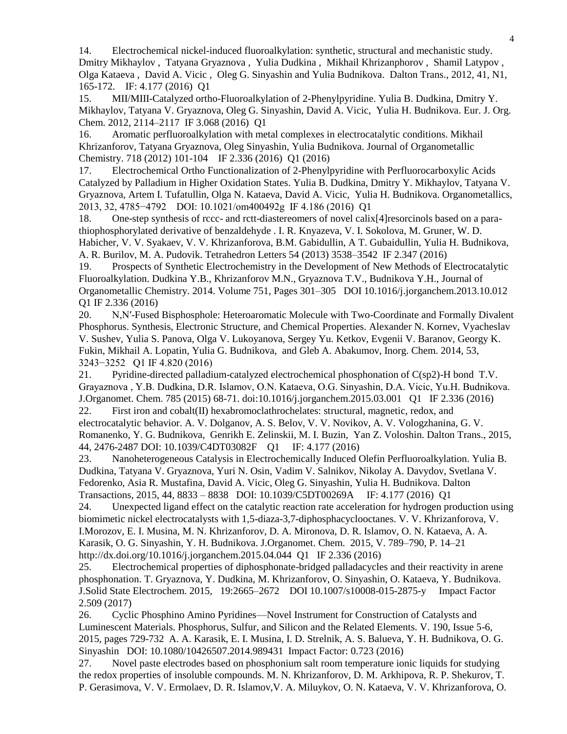14. Electrochemical nickel-induced fluoroalkylation: synthetic, structural and mechanistic study. Dmitry Mikhaylov , Tatyana Gryaznova , Yulia Dudkina , Mikhail Khrizanphorov , Shamil Latypov , Olga Kataeva , David A. Vicic , Oleg G. Sinyashin and Yulia Budnikova. Dalton Trans., 2012, 41, N1, 165-172. IF: 4.177 (2016) Q1

15. MII/MIII-Catalyzed ortho-Fluoroalkylation of 2-Phenylpyridine. Yulia B. Dudkina, Dmitry Y. Mikhaylov, Tatyana V. Gryaznova, Oleg G. Sinyashin, David A. Vicic, Yulia H. Budnikova. Eur. J. Org. Chem. 2012, 2114–2117 IF 3.068 (2016) Q1

16. Aromatic perfluoroalkylation with metal complexes in electrocatalytic conditions. Mikhail Khrizanforov, Tatyana Gryaznova, Oleg Sinyashin, Yulia Budnikova. Journal of Organometallic Chemistry. 718 (2012) 101-104 IF 2.336 (2016) Q1 (2016)

17. Electrochemical Ortho Functionalization of 2-Phenylpyridine with Perfluorocarboxylic Acids Catalyzed by Palladium in Higher Oxidation States. Yulia B. Dudkina, Dmitry Y. Mikhaylov, Tatyana V. Gryaznova, Artem I. Tufatullin, Olga N. Kataeva, David A. Vicic, Yulia H. Budnikova. Organometallics, 2013, 32, 4785−4792 DOI: 10.1021/om400492g IF 4.186 (2016) Q1

18. One-step synthesis of rccc- and rctt-diastereomers of novel calix[4]resorcinols based on a para-thiophosphorylated derivative of benzaldehyde . I. R. Knyazeva, V. I. Sokolova, M. Gruner, W. D. Habicher, V. V. Syakaev, V. V. Khrizanforova, B.M. Gabidullin, A T. Gubaidullin, Yulia H. Budnikova, A. R. Burilov, M. A. Pudovik. Tetrahedron Letters 54 (2013) 3538–3542 IF 2.347 (2016)

19. Prospects of Synthetic Electrochemistry in the Development of New Methods of Electrocatalytic Fluoroalkylation. Dudkina Y.B., Khrizanforov M.N., Gryaznova T.V., Budnikova Y.H., Journal of Organometallic Chemistry. 2014. Volume 751, Pages 301–305 DOI 10.1016/j.jorganchem.2013.10.012 Q1 IF 2.336 (2016)

20. N,N′-Fused Bisphosphole: Heteroaromatic Molecule with Two-Coordinate and Formally Divalent Phosphorus. Synthesis, Electronic Structure, and Chemical Properties. Alexander N. Kornev, Vyacheslav V. Sushev, Yulia S. Panova, Olga V. Lukoyanova, Sergey Yu. Ketkov, Evgenii V. Baranov, Georgy K. Fukin, Mikhail A. Lopatin, Yulia G. Budnikova, and Gleb A. Abakumov, Inorg. Chem. 2014, 53, 3243−3252 Q1 IF 4.820 (2016)

21. Pyridine-directed palladium-catalyzed electrochemical phosphonation of C(sp2)-H bond T.V. Grayaznova , Y.B. Dudkina, D.R. Islamov, O.N. Kataeva, O.G. Sinyashin, D.A. Vicic, Yu.H. Budnikova. J.Organomet. Chem. 785 (2015) 68-71. doi:10.1016/j.jorganchem.2015.03.001 Q1 IF 2.336 (2016)

22. First iron and cobalt(II) hexabromoclathrochelates: structural, magnetic, redox, and electrocatalytic behavior. A. V. Dolganov, A. S. Belov, V. V. Novikov, A. V. Vologzhanina, G. V. Romanenko, Y. G. Budnikova, Genrikh E. Zelinskii, M. I. Buzin, Yan Z. Voloshin. Dalton Trans., 2015, 44, 2476-2487 DOI: 10.1039/C4DT03082F Q1 IF: 4.177 (2016)

23. Nanoheterogeneous Catalysis in Electrochemically Induced Olefin Perfluoroalkylation. Yulia B. Dudkina, Tatyana V. Gryaznova, Yuri N. Osin, Vadim V. Salnikov, Nikolay A. Davydov, Svetlana V. Fedorenko, Asia R. Mustafina, David A. Vicic, Oleg G. Sinyashin, Yulia H. Budnikova. Dalton Transactions, 2015, 44, 8833 – 8838 DOI: 10.1039/C5DT00269A IF: 4.177 (2016) Q1

24. Unexpected ligand effect on the catalytic reaction rate acceleration for hydrogen production using biomimetic nickel electrocatalysts with 1,5-diaza-3,7-diphosphacyclooctanes. V. V. Khrizanforova, V. I.Morozov, E. I. Musina, M. N. Khrizanforov, D. A. Mironova, D. R. Islamov, O. N. Kataeva, A. A. Karasik, O. G. Sinyashin, Y. H. Budnikova. J.Organomet. Chem. 2015, V. 789–790, P. 14–21 http://dx.doi.org/10.1016/j.jorganchem.2015.04.044 Q1 IF 2.336 (2016)

25. Electrochemical properties of diphosphonate-bridged palladacycles and their reactivity in arene phosphonation. T. Gryaznova, Y. Dudkina, M. Khrizanforov, O. Sinyashin, O. Kataeva, Y. Budnikova. J.Solid State Electrochem. 2015, 19:2665–2672 DOI 10.1007/s10008-015-2875-y Impact Factor 2.509 (2017)

26. Cyclic Phosphino Amino Pyridines—Novel Instrument for Construction of Catalysts and Luminescent Materials. Phosphorus, Sulfur, and Silicon and the Related Elements. V. 190, Issue 5-6, 2015, pages 729-732 A. A. Karasik, E. I. Musina, I. D. Strelnik, A. S. Balueva, Y. H. Budnikova, O. G. Sinyashin DOI: 10.1080/10426507.2014.989431 Impact Factor: 0.723 (2016)

27. Novel paste electrodes based on phosphonium salt room temperature ionic liquids for studying the redox properties of insoluble compounds. M. N. Khrizanforov, D. M. Arkhipova, R. P. Shekurov, T. P. Gerasimova, V. V. Ermolaev, D. R. Islamov,V. A. Miluykov, O. N. Kataeva, V. V. Khrizanforova, O.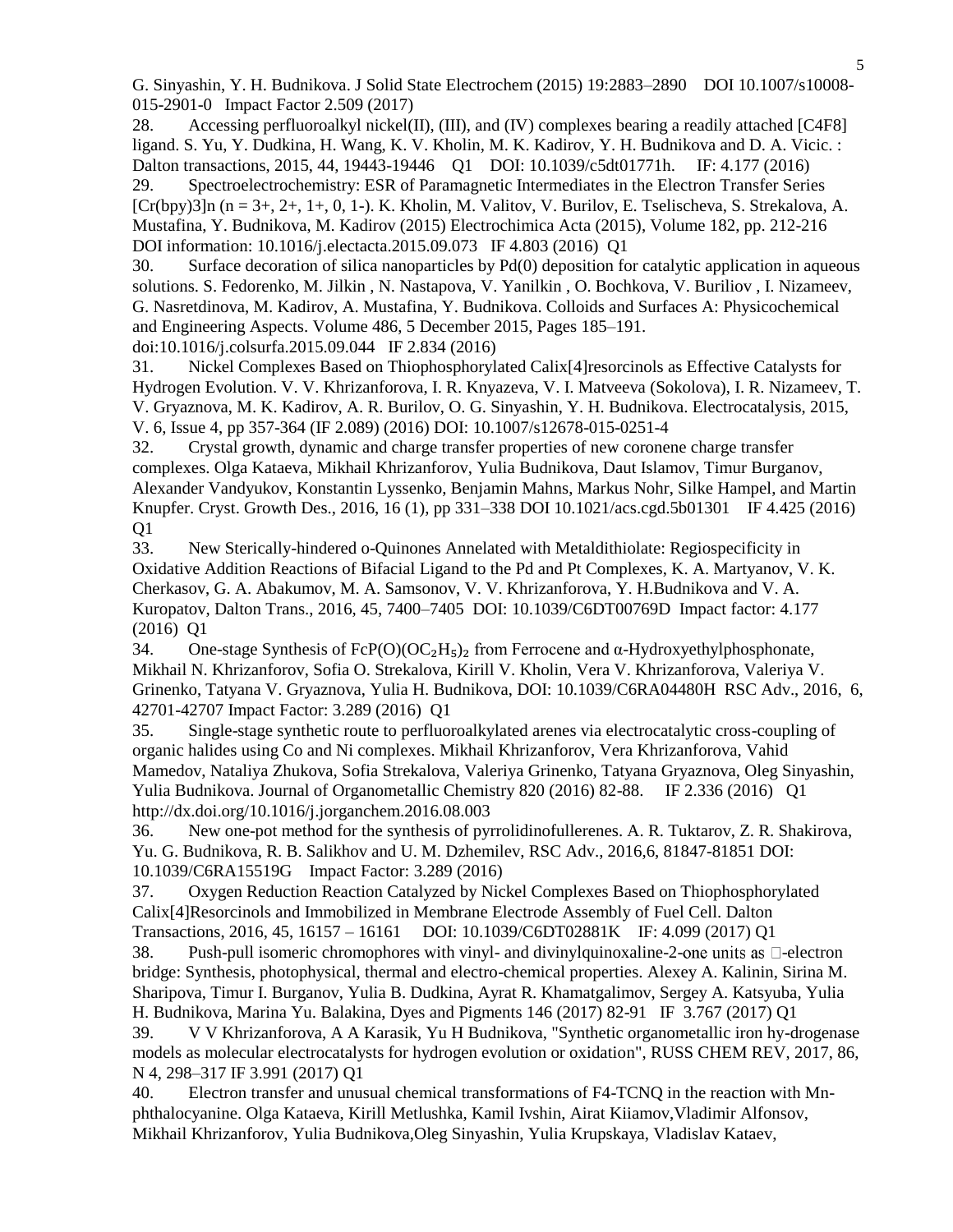G. Sinyashin, Y. H. Budnikova. J Solid State Electrochem (2015) 19:2883–2890 DOI 10.1007/s10008-015-2901-0 Impact Factor 2.509 (2017)

28. Accessing perfluoroalkyl nickel(II), (III), and (IV) complexes bearing a readily attached [C4F8] ligand. S. Yu, Y. Dudkina, H. Wang, K. V. Kholin, M. K. Kadirov, Y. H. Budnikova and D. A. Vicic. : Dalton transactions, 2015, 44, 19443-19446 Q1 DOI: 10.1039/c5dt01771h. IF: 4.177 (2016)

29. Spectroelectrochemistry: ESR of Paramagnetic Intermediates in the Electron Transfer Series [Cr(bpy)3]n (n = 3+, 2+, 1+, 0, 1-). K. Kholin, M. Valitov, V. Burilov, E. Tselischeva, S. Strekalova, A. Mustafina, Y. Budnikova, M. Kadirov (2015) Electrochimica Acta (2015), Volume 182, pp. 212-216 DOI information: 10.1016/j.electacta.2015.09.073 IF 4.803 (2016) Q1

30. Surface decoration of silica nanoparticles by Pd(0) deposition for catalytic application in aqueous solutions. S. Fedorenko, M. Jilkin , N. Nastapova, V. Yanilkin , O. Bochkova, V. Buriliov , I. Nizameev, G. Nasretdinova, M. Kadirov, A. Mustafina, Y. Budnikova. Colloids and Surfaces A: Physicochemical and Engineering Aspects. Volume 486, 5 December 2015, Pages 185–191. doi:10.1016/j.colsurfa.2015.09.044 IF 2.834 (2016)

31. Nickel Complexes Based on Thiophosphorylated Calix[4]resorcinols as Effective Catalysts for Hydrogen Evolution. V. V. Khrizanforova, I. R. Knyazeva, V. I. Matveeva (Sokolova), I. R. Nizameev, T. V. Gryaznova, M. K. Kadirov, A. R. Burilov, O. G. Sinyashin, Y. H. Budnikova. Electrocatalysis, 2015, V. 6, Issue 4, pp 357-364 (IF 2.089) (2016) DOI: 10.1007/s12678-015-0251-4

32. Crystal growth, dynamic and charge transfer properties of new coronene charge transfer complexes. Olga Kataeva, Mikhail Khrizanforov, Yulia Budnikova, Daut Islamov, Timur Burganov, Alexander Vandyukov, Konstantin Lyssenko, Benjamin Mahns, Markus Nohr, Silke Hampel, and Martin Knupfer. Cryst. Growth Des., 2016, 16 (1), pp 331–338 DOI 10.1021/acs.cgd.5b01301 IF 4.425 (2016) Q1

33. New Sterically-hindered o-Quinones Annelated with Metaldithiolate: Regiospecificity in Oxidative Addition Reactions of Bifacial Ligand to the Pd and Pt Complexes, K. A. Martyanov, V. K. Cherkasov, G. A. Abakumov, M. A. Samsonov, V. V. Khrizanforova, Y. H.Budnikova and V. A. Kuropatov, Dalton Trans., 2016, 45, 7400–7405 DOI: 10.1039/C6DT00769D Impact factor: 4.177 (2016) Q1

34. One-stage Synthesis of $FcP(O)(OC_2H_5)_2$ from Ferrocene and α-Hydroxyethylphosphonate, Mikhail N. Khrizanforov, Sofia O. Strekalova, Kirill V. Kholin, Vera V. Khrizanforova, Valeriya V. Grinenko, Tatyana V. Gryaznova, Yulia H. Budnikova, DOI: 10.1039/C6RA04480H RSC Adv., 2016, 6, 42701-42707 Impact Factor: 3.289 (2016) Q1

35. Single-stage synthetic route to perfluoroalkylated arenes via electrocatalytic cross-coupling of organic halides using Co and Ni complexes. Mikhail Khrizanforov, Vera Khrizanforova, Vahid Mamedov, Nataliya Zhukova, Sofia Strekalova, Valeriya Grinenko, Tatyana Gryaznova, Oleg Sinyashin, Yulia Budnikova. Journal of Organometallic Chemistry 820 (2016) 82-88. IF 2.336 (2016) Q1 http://dx.doi.org/10.1016/j.jorganchem.2016.08.003

36. New one-pot method for the synthesis of pyrrolidinofullerenes. A. R. Tuktarov, Z. R. Shakirova, Yu. G. Budnikova, R. B. Salikhov and U. M. Dzhemilev, RSC Adv., 2016,6, 81847-81851 DOI: 10.1039/C6RA15519G Impact Factor: 3.289 (2016)

37. Oxygen Reduction Reaction Catalyzed by Nickel Complexes Based on Thiophosphorylated Calix[4]Resorcinols and Immobilized in Membrane Electrode Assembly of Fuel Cell. Dalton Transactions, 2016, 45, 16157 – 16161 DOI: 10.1039/C6DT02881K IF: 4.099 (2017) Q1

38. Push-pull isomeric chromophores with vinyl- and divinylquinoxaline-2-one units as π-electron bridge: Synthesis, photophysical, thermal and electro-chemical properties. Alexey A. Kalinin, Sirina M. Sharipova, Timur I. Burganov, Yulia B. Dudkina, Ayrat R. Khamatgalimov, Sergey A. Katsyuba, Yulia H. Budnikova, Marina Yu. Balakina, Dyes and Pigments 146 (2017) 82-91 IF 3.767 (2017) Q1

39. V V Khrizanforova, A A Karasik, Yu H Budnikova, "Synthetic organometallic iron hy-drogenase models as molecular electrocatalysts for hydrogen evolution or oxidation", RUSS CHEM REV, 2017, 86, N 4, 298–317 IF 3.991 (2017) Q1

40. Electron transfer and unusual chemical transformations of F4-TCNQ in the reaction with Mn-phthalocyanine. Olga Kataeva, Kirill Metlushka, Kamil Ivshin, Airat Kiiamov,Vladimir Alfonsov, Mikhail Khrizanforov, Yulia Budnikova,Oleg Sinyashin, Yulia Krupskaya, Vladislav Kataev,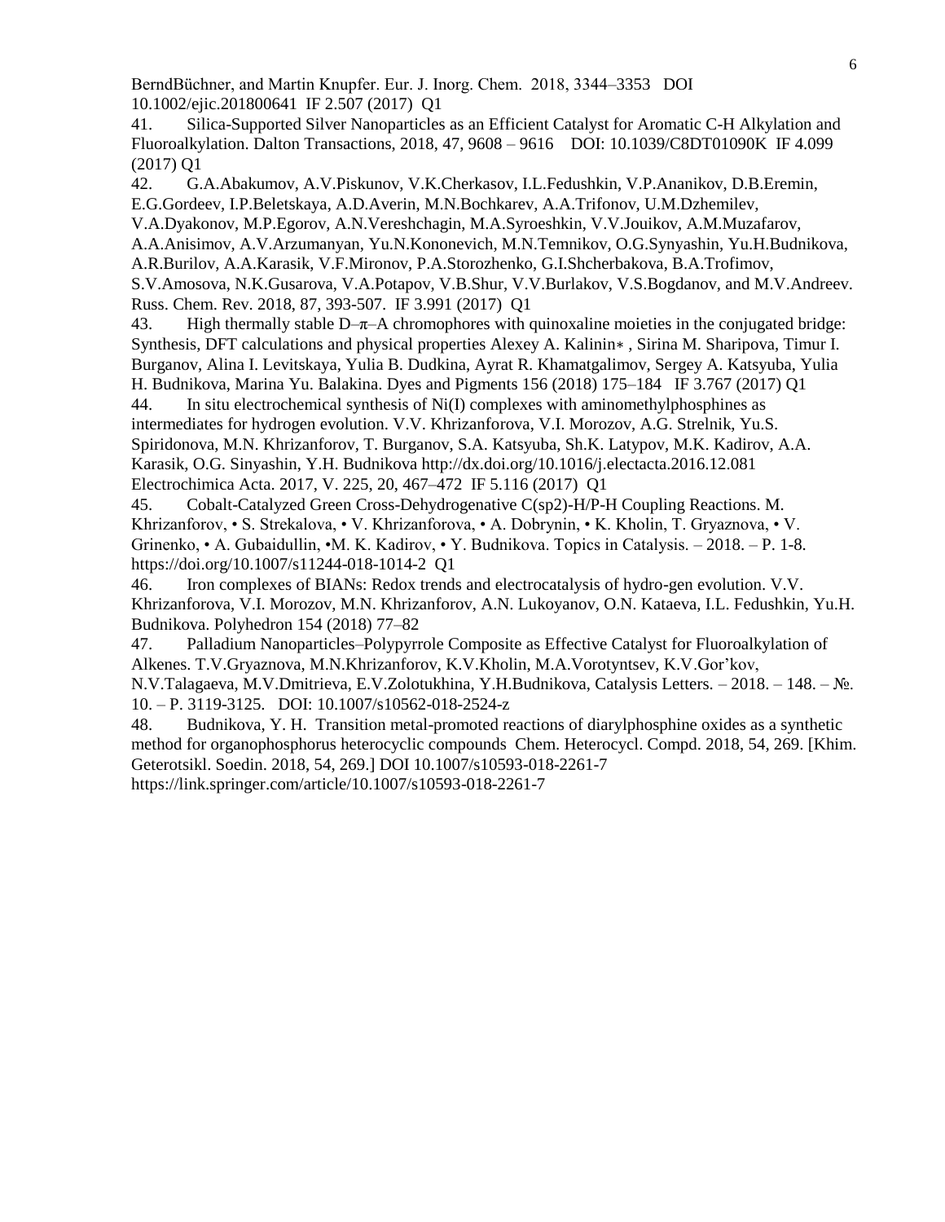BerndBüchner, and Martin Knupfer. Eur. J. Inorg. Chem. 2018, 3344–3353 DOI 10.1002/ejic.201800641 IF 2.507 (2017) Q1

41. Silica-Supported Silver Nanoparticles as an Efficient Catalyst for Aromatic C-H Alkylation and Fluoroalkylation. Dalton Transactions, 2018, 47, 9608 – 9616 DOI: 10.1039/C8DT01090K IF 4.099 (2017) Q1

42. G.A.Abakumov, A.V.Piskunov, V.K.Cherkasov, I.L.Fedushkin, V.P.Ananikov, D.B.Eremin, E.G.Gordeev, I.P.Beletskaya, A.D.Averin, M.N.Bochkarev, A.A.Trifonov, U.M.Dzhemilev, V.A.Dyakonov, M.P.Egorov, A.N.Vereshchagin, M.A.Syroeshkin, V.V.Jouikov, A.M.Muzafarov, A.A.Anisimov, A.V.Arzumanyan, Yu.N.Kononevich, M.N.Temnikov, O.G.Synyashin, Yu.H.Budnikova, A.R.Burilov, A.A.Karasik, V.F.Mironov, P.A.Storozhenko, G.I.Shcherbakova, B.A.Trofimov, S.V.Amosova, N.K.Gusarova, V.A.Potapov, V.B.Shur, V.V.Burlakov, V.S.Bogdanov, and M.V.Andreev. Russ. Chem. Rev. 2018, 87, 393-507. IF 3.991 (2017) Q1

43. High thermally stable D–π–A chromophores with quinoxaline moieties in the conjugated bridge: Synthesis, DFT calculations and physical properties Alexey A. Kalinin∗ , Sirina M. Sharipova, Timur I. Burganov, Alina I. Levitskaya, Yulia B. Dudkina, Ayrat R. Khamatgalimov, Sergey A. Katsyuba, Yulia H. Budnikova, Marina Yu. Balakina. Dyes and Pigments 156 (2018) 175–184 IF 3.767 (2017) Q1

44. In situ electrochemical synthesis of Ni(I) complexes with aminomethylphosphines as intermediates for hydrogen evolution. V.V. Khrizanforova, V.I. Morozov, A.G. Strelnik, Yu.S. Spiridonova, M.N. Khrizanforov, T. Burganov, S.A. Katsyuba, Sh.K. Latypov, M.K. Kadirov, A.A. Karasik, O.G. Sinyashin, Y.H. Budnikova http://dx.doi.org/10.1016/j.electacta.2016.12.081 Electrochimica Acta. 2017, V. 225, 20, 467–472 IF 5.116 (2017) Q1

45. Cobalt-Catalyzed Green Cross-Dehydrogenative C(sp2)-H/P-H Coupling Reactions. M. Khrizanforov, • S. Strekalova, • V. Khrizanforova, • A. Dobrynin, • K. Kholin, T. Gryaznova, • V. Grinenko, • A. Gubaidullin, •M. K. Kadirov, • Y. Budnikova. Topics in Catalysis. – 2018. – P. 1-8. https://doi.org/10.1007/s11244-018-1014-2 Q1

46. Iron complexes of BIANs: Redox trends and electrocatalysis of hydro-gen evolution. V.V. Khrizanforova, V.I. Morozov, M.N. Khrizanforov, A.N. Lukoyanov, O.N. Kataeva, I.L. Fedushkin, Yu.H. Budnikova. Polyhedron 154 (2018) 77–82

47. Palladium Nanoparticles–Polypyrrole Composite as Effective Catalyst for Fluoroalkylation of Alkenes. T.V.Gryaznova, M.N.Khrizanforov, K.V.Kholin, M.A.Vorotyntsev, K.V.Gor'kov, N.V.Talagaeva, M.V.Dmitrieva, E.V.Zolotukhina, Y.H.Budnikova, Catalysis Letters. – 2018. – 148. – №. 10. – P. 3119-3125. DOI: 10.1007/s10562-018-2524-z

48. Budnikova, Y. H. Transition metal-promoted reactions of diarylphosphine oxides as a synthetic method for organophosphorus heterocyclic compounds Chem. Heterocycl. Compd. 2018, 54, 269. [Khim. Geterotsikl. Soedin. 2018, 54, 269.] DOI 10.1007/s10593-018-2261-7 https://link.springer.com/article/10.1007/s10593-018-2261-7